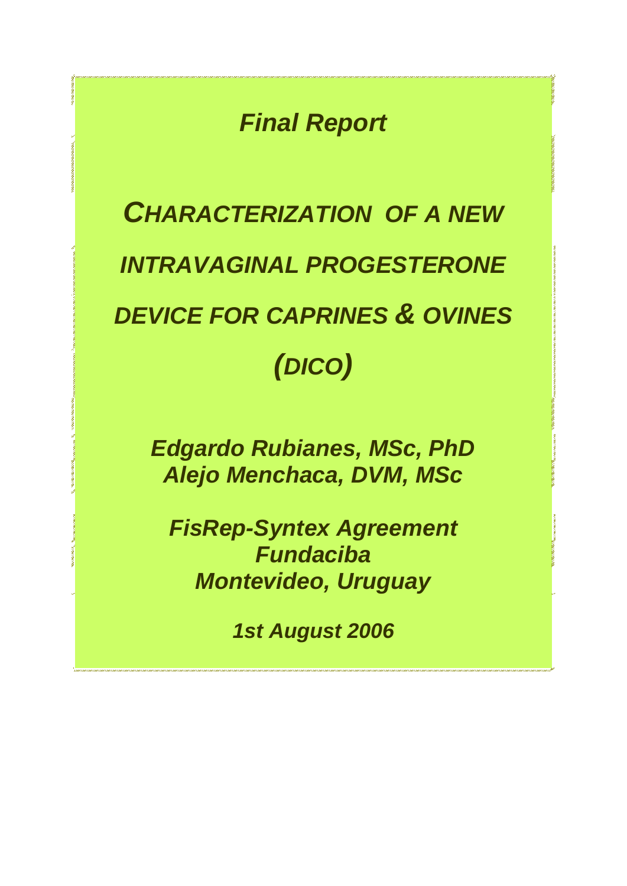*Final Report*

# *CHARACTERIZATION OF A NEW INTRAVAGINAL PROGESTERONE DEVICE FOR CAPRINES & OVINES (DICO)*

***Edgardo Rubianes, MSc, PhD***
***Alejo Menchaca, DVM, MSc***

***FisRep-Syntex Agreement***
***Fundaciba***
***Montevideo, Uruguay***

***1st August 2006***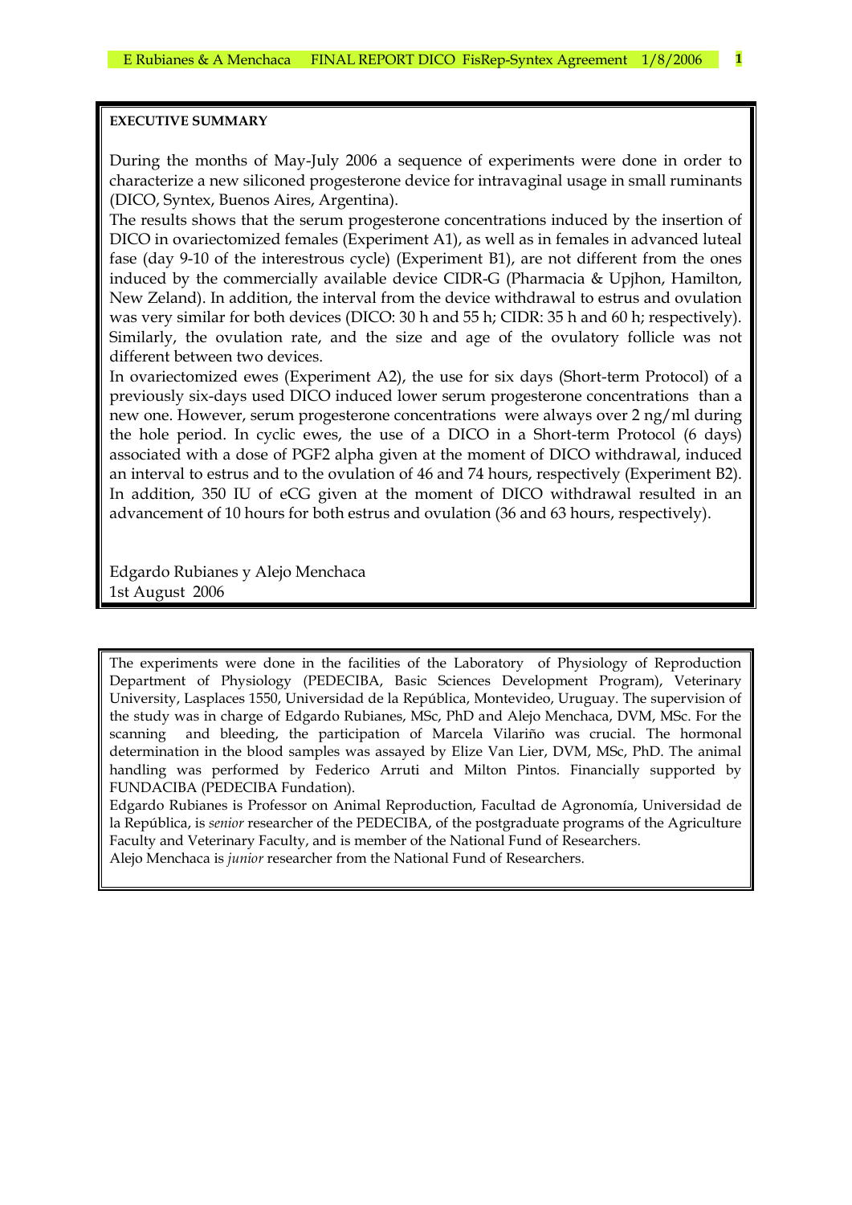**EXECUTIVE SUMMARY**

During the months of May-July 2006 a sequence of experiments were done in order to characterize a new siliconed progesterone device for intravaginal usage in small ruminants (DICO, Syntex, Buenos Aires, Argentina).

The results shows that the serum progesterone concentrations induced by the insertion of DICO in ovariectomized females (Experiment A1), as well as in females in advanced luteal fase (day 9-10 of the interestrous cycle) (Experiment B1), are not different from the ones induced by the commercially available device CIDR-G (Pharmacia & Upjhon, Hamilton, New Zeland). In addition, the interval from the device withdrawal to estrus and ovulation was very similar for both devices (DICO: 30 h and 55 h; CIDR: 35 h and 60 h; respectively). Similarly, the ovulation rate, and the size and age of the ovulatory follicle was not different between two devices.

In ovariectomized ewes (Experiment A2), the use for six days (Short-term Protocol) of a previously six-days used DICO induced lower serum progesterone concentrations than a new one. However, serum progesterone concentrations were always over 2 ng/ml during the hole period. In cyclic ewes, the use of a DICO in a Short-term Protocol (6 days) associated with a dose of PGF2 alpha given at the moment of DICO withdrawal, induced an interval to estrus and to the ovulation of 46 and 74 hours, respectively (Experiment B2). In addition, 350 IU of eCG given at the moment of DICO withdrawal resulted in an advancement of 10 hours for both estrus and ovulation (36 and 63 hours, respectively).

Edgardo Rubianes y Alejo Menchaca
1st August 2006

---

The experiments were done in the facilities of the Laboratory of Physiology of Reproduction Department of Physiology (PEDECIBA, Basic Sciences Development Program), Veterinary University, Lasplaces 1550, Universidad de la República, Montevideo, Uruguay. The supervision of the study was in charge of Edgardo Rubianes, MSc, PhD and Alejo Menchaca, DVM, MSc. For the scanning and bleeding, the participation of Marcela Vilariño was crucial. The hormonal determination in the blood samples was assayed by Elize Van Lier, DVM, MSc, PhD. The animal handling was performed by Federico Arruti and Milton Pintos. Financially supported by FUNDACIBA (PEDECIBA Fundation).

Edgardo Rubianes is Professor on Animal Reproduction, Facultad de Agronomía, Universidad de la República, is *senior* researcher of the PEDECIBA, of the postgraduate programs of the Agriculture Faculty and Veterinary Faculty, and is member of the National Fund of Researchers.

Alejo Menchaca is *junior* researcher from the National Fund of Researchers.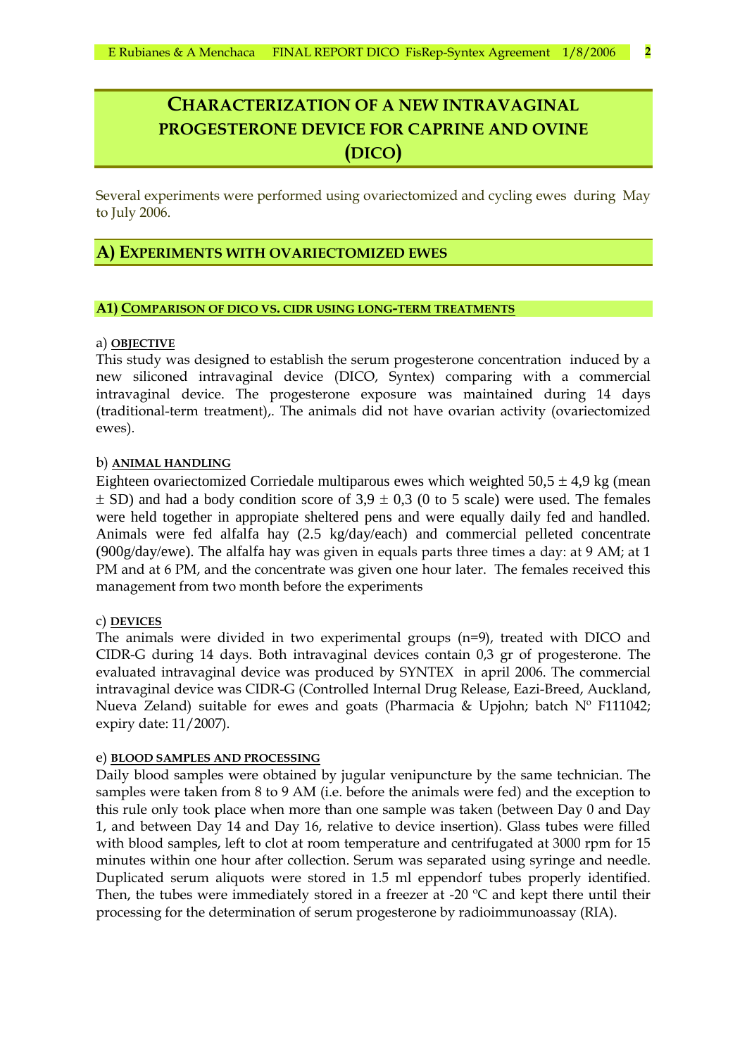# CHARACTERIZATION OF A NEW INTRAVAGINAL PROGESTERONE DEVICE FOR CAPRINE AND OVINE (DICO)

Several experiments were performed using ovariectomized and cycling ewes during May to July 2006.

## A) EXPERIMENTS WITH OVARIECTOMIZED EWES

### A1) COMPARISON OF DICO VS. CIDR USING LONG-TERM TREATMENTS

a) **OBJECTIVE**

This study was designed to establish the serum progesterone concentration induced by a new siliconed intravaginal device (DICO, Syntex) comparing with a commercial intravaginal device. The progesterone exposure was maintained during 14 days (traditional-term treatment),. The animals did not have ovarian activity (ovariectomized ewes).

b) **ANIMAL HANDLING**

Eighteen ovariectomized Corriedale multiparous ewes which weighted 50,5 ± 4,9 kg (mean ± SD) and had a body condition score of 3,9 ± 0,3 (0 to 5 scale) were used. The females were held together in appropiate sheltered pens and were equally daily fed and handled. Animals were fed alfalfa hay (2.5 kg/day/each) and commercial pelleted concentrate (900g/day/ewe). The alfalfa hay was given in equals parts three times a day: at 9 AM; at 1 PM and at 6 PM, and the concentrate was given one hour later. The females received this management from two month before the experiments

c) **DEVICES**

The animals were divided in two experimental groups (n=9), treated with DICO and CIDR-G during 14 days. Both intravaginal devices contain 0,3 gr of progesterone. The evaluated intravaginal device was produced by SYNTEX in april 2006. The commercial intravaginal device was CIDR-G (Controlled Internal Drug Release, Eazi-Breed, Auckland, Nueva Zeland) suitable for ewes and goats (Pharmacia & Upjohn; batch Nº F111042; expiry date: 11/2007).

e) **BLOOD SAMPLES AND PROCESSING**

Daily blood samples were obtained by jugular venipuncture by the same technician. The samples were taken from 8 to 9 AM (i.e. before the animals were fed) and the exception to this rule only took place when more than one sample was taken (between Day 0 and Day 1, and between Day 14 and Day 16, relative to device insertion). Glass tubes were filled with blood samples, left to clot at room temperature and centrifugated at 3000 rpm for 15 minutes within one hour after collection. Serum was separated using syringe and needle. Duplicated serum aliquots were stored in 1.5 ml eppendorf tubes properly identified. Then, the tubes were immediately stored in a freezer at -20 ºC and kept there until their processing for the determination of serum progesterone by radioimmunoassay (RIA).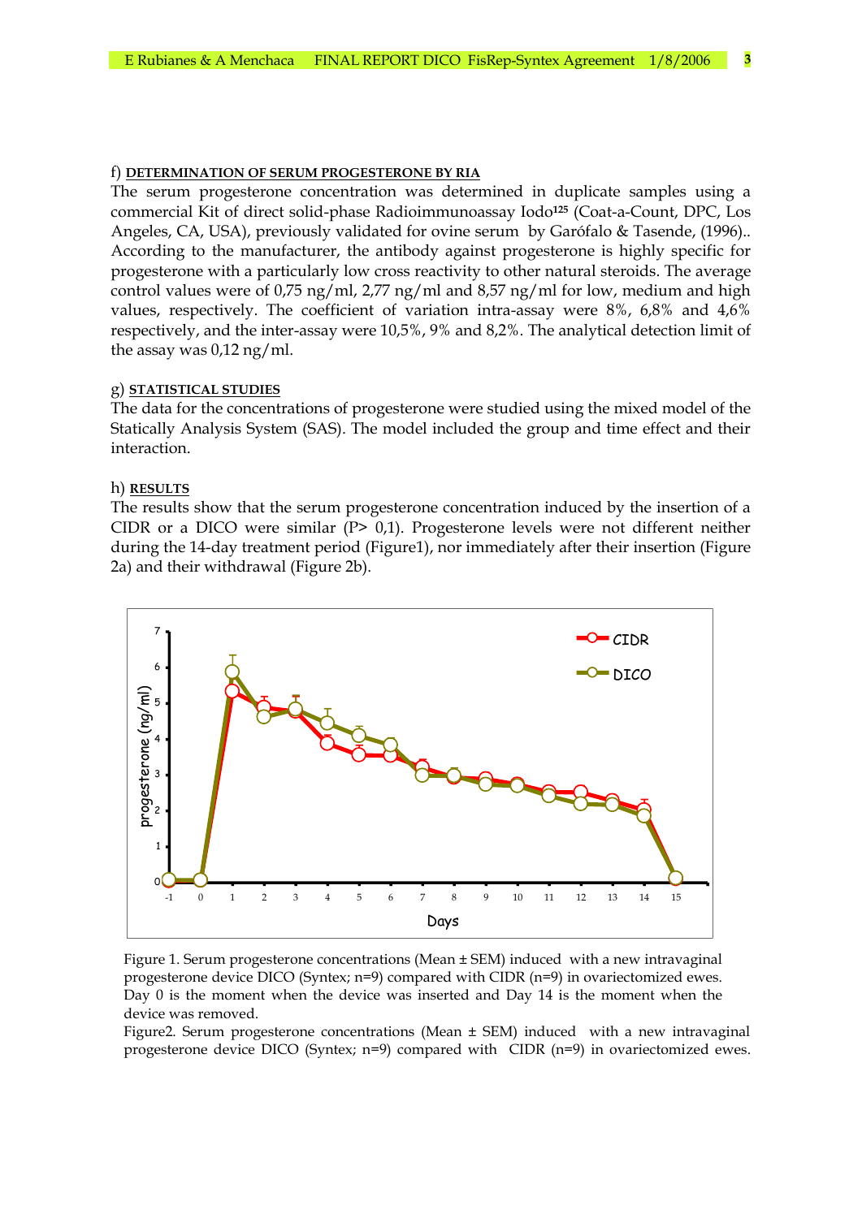f) **DETERMINATION OF SERUM PROGESTERONE BY RIA**

The serum progesterone concentration was determined in duplicate samples using a commercial Kit of direct solid-phase Radioimmunoassay Iodo[125] (Coat-a-Count, DPC, Los Angeles, CA, USA), previously validated for ovine serum by Garófalo & Tasende, (1996).. According to the manufacturer, the antibody against progesterone is highly specific for progesterone with a particularly low cross reactivity to other natural steroids. The average control values were of 0,75 ng/ml, 2,77 ng/ml and 8,57 ng/ml for low, medium and high values, respectively. The coefficient of variation intra-assay were 8%, 6,8% and 4,6% respectively, and the inter-assay were 10,5%, 9% and 8,2%. The analytical detection limit of the assay was 0,12 ng/ml.

g) **STATISTICAL STUDIES**

The data for the concentrations of progesterone were studied using the mixed model of the Statically Analysis System (SAS). The model included the group and time effect and their interaction.

h) **RESULTS**

The results show that the serum progesterone concentration induced by the insertion of a CIDR or a DICO were similar (P> 0,1). Progesterone levels were not different neither during the 14-day treatment period (Figure1), nor immediately after their insertion (Figure 2a) and their withdrawal (Figure 2b).

Figure 1. Serum progesterone concentrations (Mean ± SEM) induced with a new intravaginal progesterone device DICO (Syntex; n=9) compared with CIDR (n=9) in ovariectomized ewes. Day 0 is the moment when the device was inserted and Day 14 is the moment when the device was removed.

Figure2. Serum progesterone concentrations (Mean ± SEM) induced with a new intravaginal progesterone device DICO (Syntex; n=9) compared with CIDR (n=9) in ovariectomized ewes.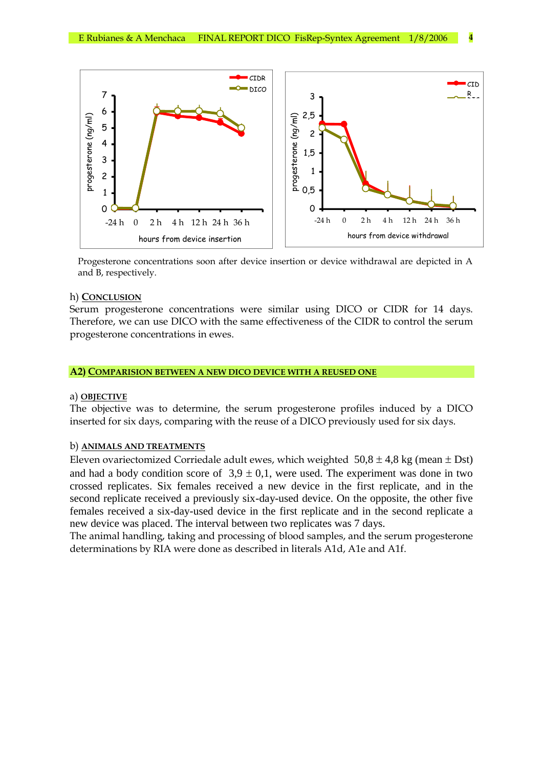Progesterone concentrations soon after device insertion or device withdrawal are depicted in A and B, respectively.

h) **CONCLUSION**

Serum progesterone concentrations were similar using DICO or CIDR for 14 days. Therefore, we can use DICO with the same effectiveness of the CIDR to control the serum progesterone concentrations in ewes.

## A2) COMPARISION BETWEEN A NEW DICO DEVICE WITH A REUSED ONE

a) **OBJECTIVE**

The objective was to determine, the serum progesterone profiles induced by a DICO inserted for six days, comparing with the reuse of a DICO previously used for six days.

b) **ANIMALS AND TREATMENTS**

Eleven ovariectomized Corriedale adult ewes, which weighted 50,8 ± 4,8 kg (mean ± Dst) and had a body condition score of 3,9 ± 0,1, were used. The experiment was done in two crossed replicates. Six females received a new device in the first replicate, and in the second replicate received a previously six-day-used device. On the opposite, the other five females received a six-day-used device in the first replicate and in the second replicate a new device was placed. The interval between two replicates was 7 days.

The animal handling, taking and processing of blood samples, and the serum progesterone determinations by RIA were done as described in literals A1d, A1e and A1f.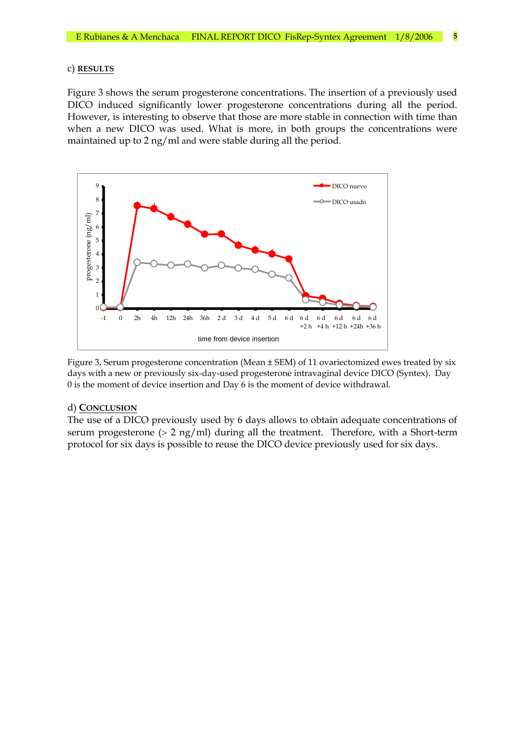c) **RESULTS**

Figure 3 shows the serum progesterone concentrations. The insertion of a previously used DICO induced significantly lower progesterone concentrations during all the period. However, is interesting to observe that those are more stable in connection with time than when a new DICO was used. What is more, in both groups the concentrations were maintained up to 2 ng/ml and were stable during all the period.

Figure 3. Serum progesterone concentration (Mean ± SEM) of 11 ovariectomized ewes treated by six days with a new or previously six-day-used progesterone intravaginal device DICO (Syntex). Day 0 is the moment of device insertion and Day 6 is the moment of device withdrawal.

d) **CONCLUSION**

The use of a DICO previously used by 6 days allows to obtain adequate concentrations of serum progesterone (> 2 ng/ml) during all the treatment. Therefore, with a Short-term protocol for six days is possible to reuse the DICO device previously used for six days.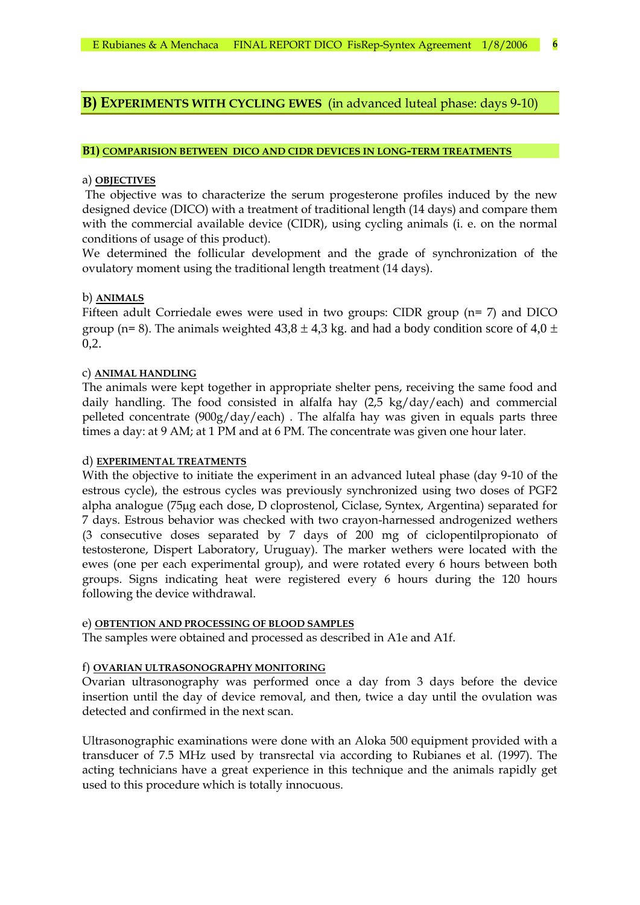## B) EXPERIMENTS WITH CYCLING EWES (in advanced luteal phase: days 9-10)

### B1) COMPARISION BETWEEN DICO AND CIDR DEVICES IN LONG-TERM TREATMENTS

a) **OBJECTIVES**

The objective was to characterize the serum progesterone profiles induced by the new designed device (DICO) with a treatment of traditional length (14 days) and compare them with the commercial available device (CIDR), using cycling animals (i. e. on the normal conditions of usage of this product).

We determined the follicular development and the grade of synchronization of the ovulatory moment using the traditional length treatment (14 days).

b) **ANIMALS**

Fifteen adult Corriedale ewes were used in two groups: CIDR group (n= 7) and DICO group (n= 8). The animals weighted 43,8 ± 4,3 kg. and had a body condition score of 4,0 ± 0,2.

c) **ANIMAL HANDLING**

The animals were kept together in appropriate shelter pens, receiving the same food and daily handling. The food consisted in alfalfa hay (2,5 kg/day/each) and commercial pelleted concentrate (900g/day/each) . The alfalfa hay was given in equals parts three times a day: at 9 AM; at 1 PM and at 6 PM. The concentrate was given one hour later.

d) **EXPERIMENTAL TREATMENTS**

With the objective to initiate the experiment in an advanced luteal phase (day 9-10 of the estrous cycle), the estrous cycles was previously synchronized using two doses of PGF2 alpha analogue (75μg each dose, D cloprostenol, Ciclase, Syntex, Argentina) separated for 7 days. Estrous behavior was checked with two crayon-harnessed androgenized wethers (3 consecutive doses separated by 7 days of 200 mg of ciclopentilpropionato of testosterone, Dispert Laboratory, Uruguay). The marker wethers were located with the ewes (one per each experimental group), and were rotated every 6 hours between both groups. Signs indicating heat were registered every 6 hours during the 120 hours following the device withdrawal.

e) **OBTENTION AND PROCESSING OF BLOOD SAMPLES**

The samples were obtained and processed as described in A1e and A1f.

f) **OVARIAN ULTRASONOGRAPHY MONITORING**

Ovarian ultrasonography was performed once a day from 3 days before the device insertion until the day of device removal, and then, twice a day until the ovulation was detected and confirmed in the next scan.

Ultrasonographic examinations were done with an Aloka 500 equipment provided with a transducer of 7.5 MHz used by transrectal via according to Rubianes et al. (1997). The acting technicians have a great experience in this technique and the animals rapidly get used to this procedure which is totally innocuous.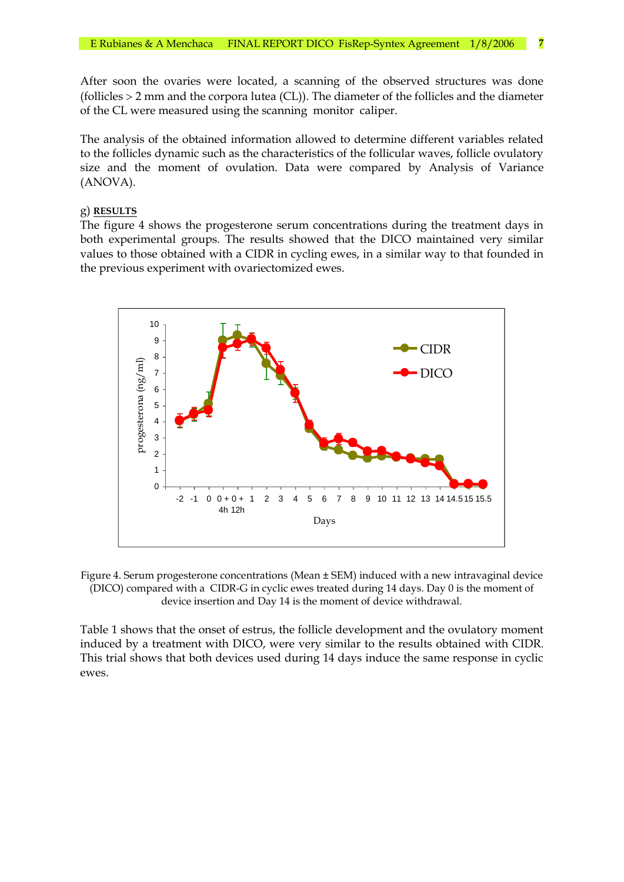After soon the ovaries were located, a scanning of the observed structures was done (follicles > 2 mm and the corpora lutea (CL)). The diameter of the follicles and the diameter of the CL were measured using the scanning monitor caliper.

The analysis of the obtained information allowed to determine different variables related to the follicles dynamic such as the characteristics of the follicular waves, follicle ovulatory size and the moment of ovulation. Data were compared by Analysis of Variance (ANOVA).

g) **RESULTS**

The figure 4 shows the progesterone serum concentrations during the treatment days in both experimental groups. The results showed that the DICO maintained very similar values to those obtained with a CIDR in cycling ewes, in a similar way to that founded in the previous experiment with ovariectomized ewes.

Figure 4. Serum progesterone concentrations (Mean ± SEM) induced with a new intravaginal device (DICO) compared with a CIDR-G in cyclic ewes treated during 14 days. Day 0 is the moment of device insertion and Day 14 is the moment of device withdrawal.

Table 1 shows that the onset of estrus, the follicle development and the ovulatory moment induced by a treatment with DICO, were very similar to the results obtained with CIDR. This trial shows that both devices used during 14 days induce the same response in cyclic ewes.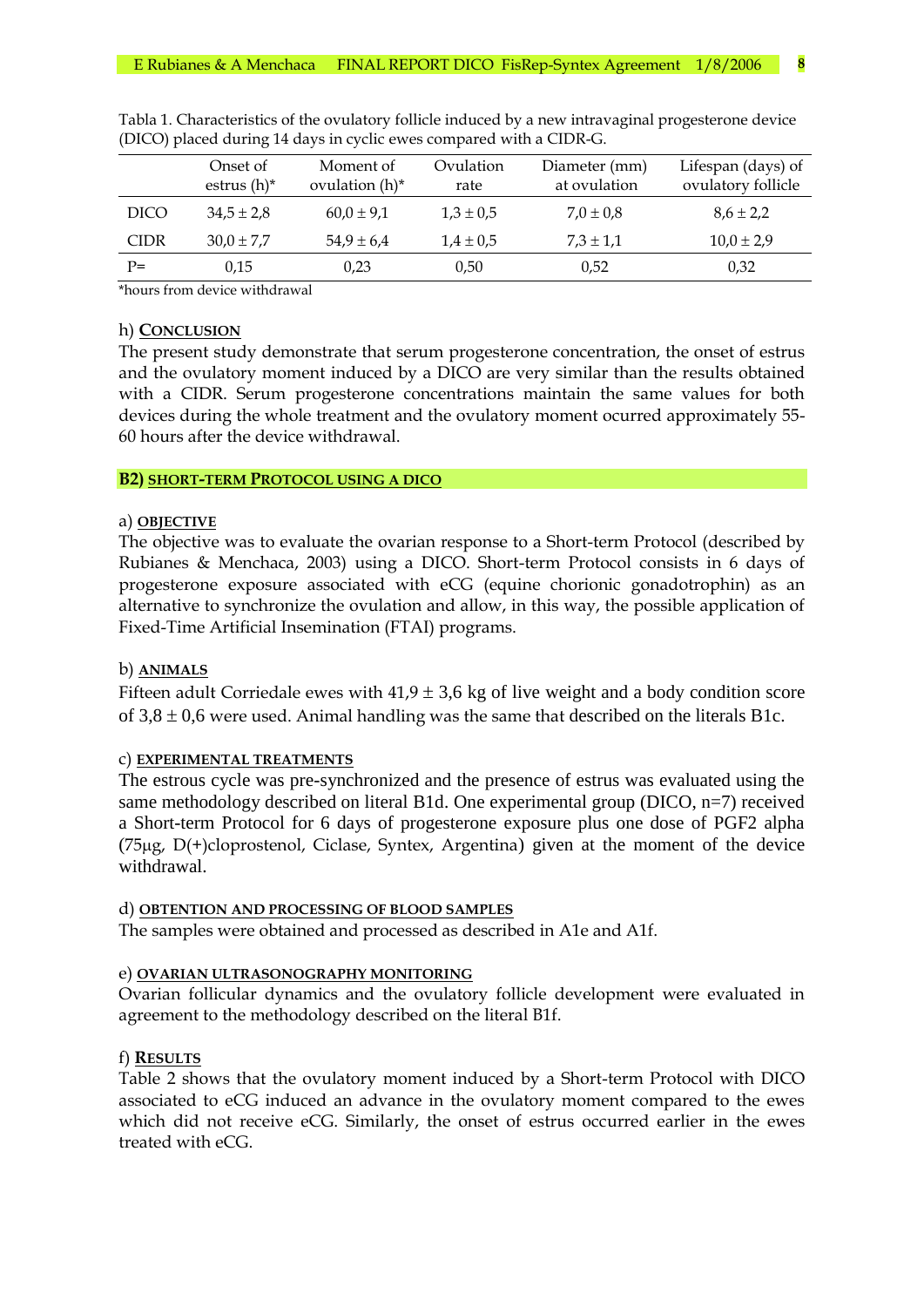Tabla 1. Characteristics of the ovulatory follicle induced by a new intravaginal progesterone device (DICO) placed during 14 days in cyclic ewes compared with a CIDR-G.

| | Onset of estrus (h)* | Moment of ovulation (h)* | Ovulation rate | Diameter (mm) at ovulation | Lifespan (days) of ovulatory follicle |
|---|---|---|---|---|---|
| DICO | 34,5 ± 2,8 | 60,0 ± 9,1 | 1,3 ± 0,5 | 7,0 ± 0,8 | 8,6 ± 2,2 |
| CIDR | 30,0 ± 7,7 | 54,9 ± 6,4 | 1,4 ± 0,5 | 7,3 ± 1,1 | 10,0 ± 2,9 |
| P= | 0,15 | 0,23 | 0,50 | 0,52 | 0,32 |

*hours from device withdrawal

h) **CONCLUSION**

The present study demonstrate that serum progesterone concentration, the onset of estrus and the ovulatory moment induced by a DICO are very similar than the results obtained with a CIDR. Serum progesterone concentrations maintain the same values for both devices during the whole treatment and the ovulatory moment ocurred approximately 55-60 hours after the device withdrawal.

## B2) SHORT-TERM PROTOCOL USING A DICO

a) **OBJECTIVE**

The objective was to evaluate the ovarian response to a Short-term Protocol (described by Rubianes & Menchaca, 2003) using a DICO. Short-term Protocol consists in 6 days of progesterone exposure associated with eCG (equine chorionic gonadotrophin) as an alternative to synchronize the ovulation and allow, in this way, the possible application of Fixed-Time Artificial Insemination (FTAI) programs.

b) **ANIMALS**

Fifteen adult Corriedale ewes with 41,9 ± 3,6 kg of live weight and a body condition score of 3,8 ± 0,6 were used. Animal handling was the same that described on the literals B1c.

c) **EXPERIMENTAL TREATMENTS**

The estrous cycle was pre-synchronized and the presence of estrus was evaluated using the same methodology described on literal B1d. One experimental group (DICO, n=7) received a Short-term Protocol for 6 days of progesterone exposure plus one dose of PGF2 alpha (75µg, D(+)cloprostenol, Ciclase, Syntex, Argentina) given at the moment of the device withdrawal.

d) **OBTENTION AND PROCESSING OF BLOOD SAMPLES**

The samples were obtained and processed as described in A1e and A1f.

e) **OVARIAN ULTRASONOGRAPHY MONITORING**

Ovarian follicular dynamics and the ovulatory follicle development were evaluated in agreement to the methodology described on the literal B1f.

f) **RESULTS**

Table 2 shows that the ovulatory moment induced by a Short-term Protocol with DICO associated to eCG induced an advance in the ovulatory moment compared to the ewes which did not receive eCG. Similarly, the onset of estrus occurred earlier in the ewes treated with eCG.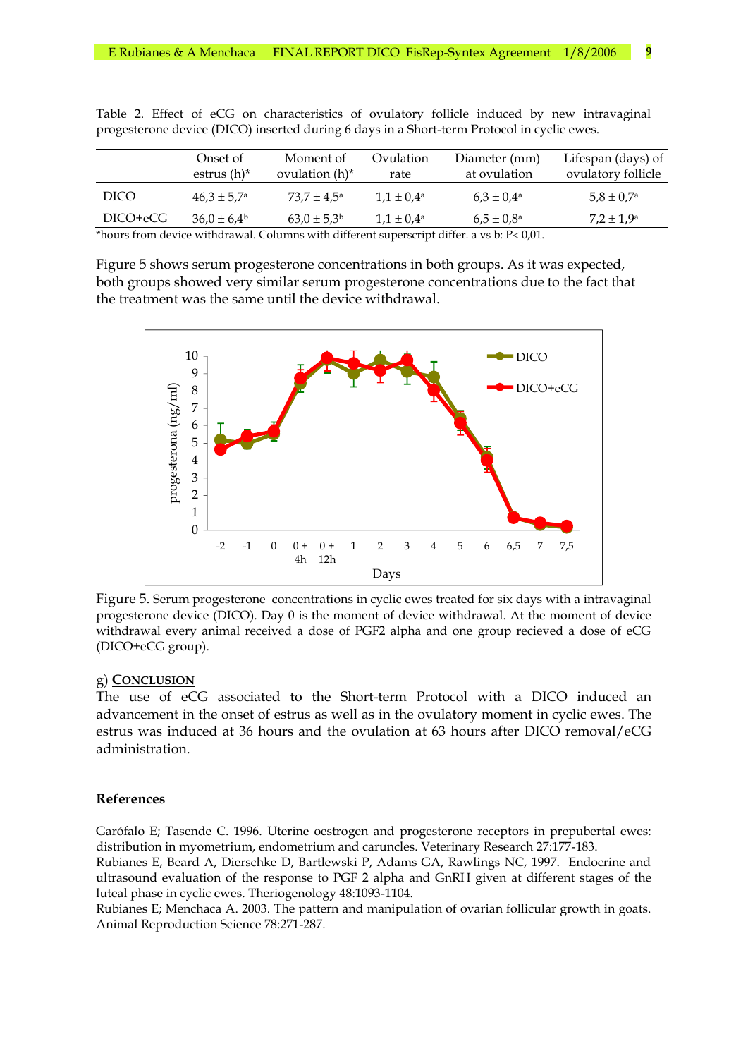Table 2. Effect of eCG on characteristics of ovulatory follicle induced by new intravaginal progesterone device (DICO) inserted during 6 days in a Short-term Protocol in cyclic ewes.

| | Onset of estrus (h)* | Moment of ovulation (h)* | Ovulation rate | Diameter (mm) at ovulation | Lifespan (days) of ovulatory follicle |
|---|---|---|---|---|---|
| DICO | 46,3 ± 5,7[a] | 73,7 ± 4,5[a] | 1,1 ± 0,4[a] | 6,3 ± 0,4[a] | 5,8 ± 0,7[a] |
| DICO+eCG | 36,0 ± 6,4[b] | 63,0 ± 5,3[b] | 1,1 ± 0,4[a] | 6,5 ± 0,8[a] | 7,2 ± 1,9[a] |

*hours from device withdrawal. Columns with different superscript differ. a vs b: P< 0,01.

Figure 5 shows serum progesterone concentrations in both groups. As it was expected, both groups showed very similar serum progesterone concentrations due to the fact that the treatment was the same until the device withdrawal.

Figure 5. Serum progesterone concentrations in cyclic ewes treated for six days with a intravaginal progesterone device (DICO). Day 0 is the moment of device withdrawal. At the moment of device withdrawal every animal received a dose of PGF2 alpha and one group recieved a dose of eCG (DICO+eCG group).

g) **CONCLUSION**

The use of eCG associated to the Short-term Protocol with a DICO induced an advancement in the onset of estrus as well as in the ovulatory moment in cyclic ewes. The estrus was induced at 36 hours and the ovulation at 63 hours after DICO removal/eCG administration.

**References**

Garófalo E; Tasende C. 1996. Uterine oestrogen and progesterone receptors in prepubertal ewes: distribution in myometrium, endometrium and caruncles. Veterinary Research 27:177-183.

Rubianes E, Beard A, Dierschke D, Bartlewski P, Adams GA, Rawlings NC, 1997. Endocrine and ultrasound evaluation of the response to PGF 2 alpha and GnRH given at different stages of the luteal phase in cyclic ewes. Theriogenology 48:1093-1104.

Rubianes E; Menchaca A. 2003. The pattern and manipulation of ovarian follicular growth in goats. Animal Reproduction Science 78:271-287.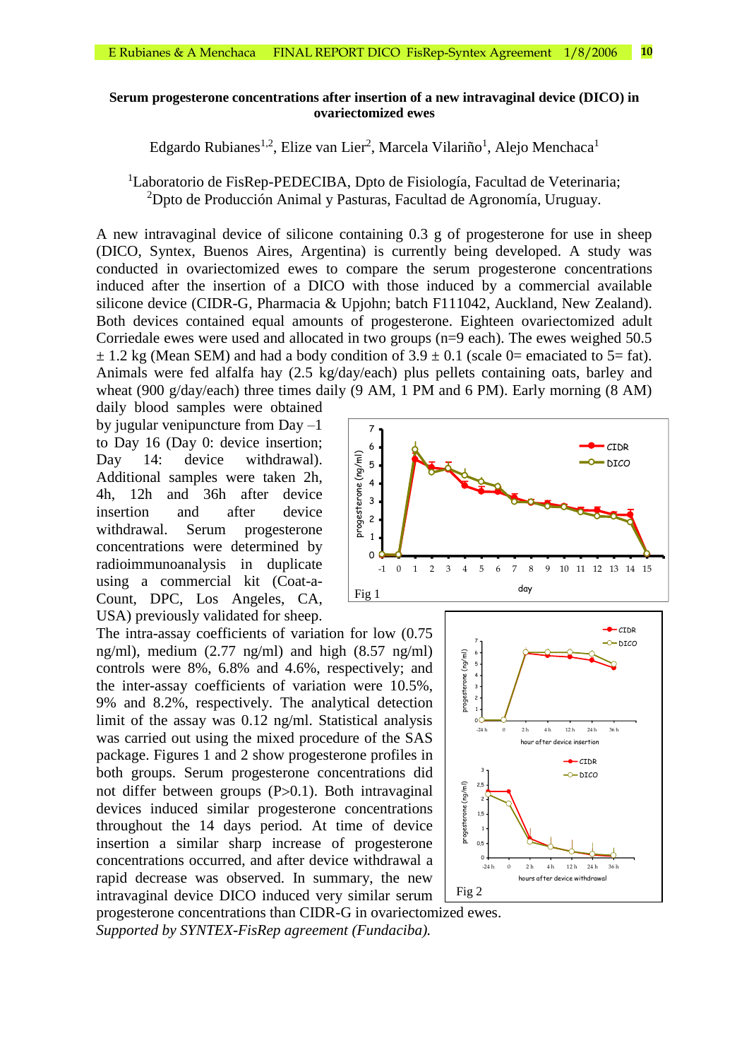**Serum progesterone concentrations after insertion of a new intravaginal device (DICO) in ovariectomized ewes**

Edgardo Rubianes[1,2], Elize van Lier[2], Marcela Vilariño[1], Alejo Menchaca[1]

[1]Laboratorio de FisRep-PEDECIBA, Dpto de Fisiología, Facultad de Veterinaria;
[2]Dpto de Producción Animal y Pasturas, Facultad de Agronomía, Uruguay.

A new intravaginal device of silicone containing 0.3 g of progesterone for use in sheep (DICO, Syntex, Buenos Aires, Argentina) is currently being developed. A study was conducted in ovariectomized ewes to compare the serum progesterone concentrations induced after the insertion of a DICO with those induced by a commercial available silicone device (CIDR-G, Pharmacia & Upjohn; batch F111042, Auckland, New Zealand). Both devices contained equal amounts of progesterone. Eighteen ovariectomized adult Corriedale ewes were used and allocated in two groups (n=9 each). The ewes weighed 50.5 ± 1.2 kg (Mean SEM) and had a body condition of 3.9 ± 0.1 (scale 0= emaciated to 5= fat). Animals were fed alfalfa hay (2.5 kg/day/each) plus pellets containing oats, barley and wheat (900 g/day/each) three times daily (9 AM, 1 PM and 6 PM). Early morning (8 AM) daily blood samples were obtained by jugular venipuncture from Day –1 to Day 16 (Day 0: device insertion; Day 14: device withdrawal). Additional samples were taken 2h, 4h, 12h and 36h after device insertion and after device withdrawal. Serum progesterone concentrations were determined by radioimmunoanalysis in duplicate using a commercial kit (Coat-a-Count, DPC, Los Angeles, CA, USA) previously validated for sheep. The intra-assay coefficients of variation for low (0.75 ng/ml), medium (2.77 ng/ml) and high (8.57 ng/ml) controls were 8%, 6.8% and 4.6%, respectively; and the inter-assay coefficients of variation were 10.5%, 9% and 8.2%, respectively. The analytical detection limit of the assay was 0.12 ng/ml. Statistical analysis was carried out using the mixed procedure of the SAS package. Figures 1 and 2 show progesterone profiles in both groups. Serum progesterone concentrations did not differ between groups (P>0.1). Both intravaginal devices induced similar progesterone concentrations throughout the 14 days period. At time of device insertion a similar sharp increase of progesterone concentrations occurred, and after device withdrawal a rapid decrease was observed. In summary, the new intravaginal device DICO induced very similar serum progesterone concentrations than CIDR-G in ovariectomized ewes.

Fig 1

Fig 2

*Supported by SYNTEX-FisRep agreement (Fundaciba).*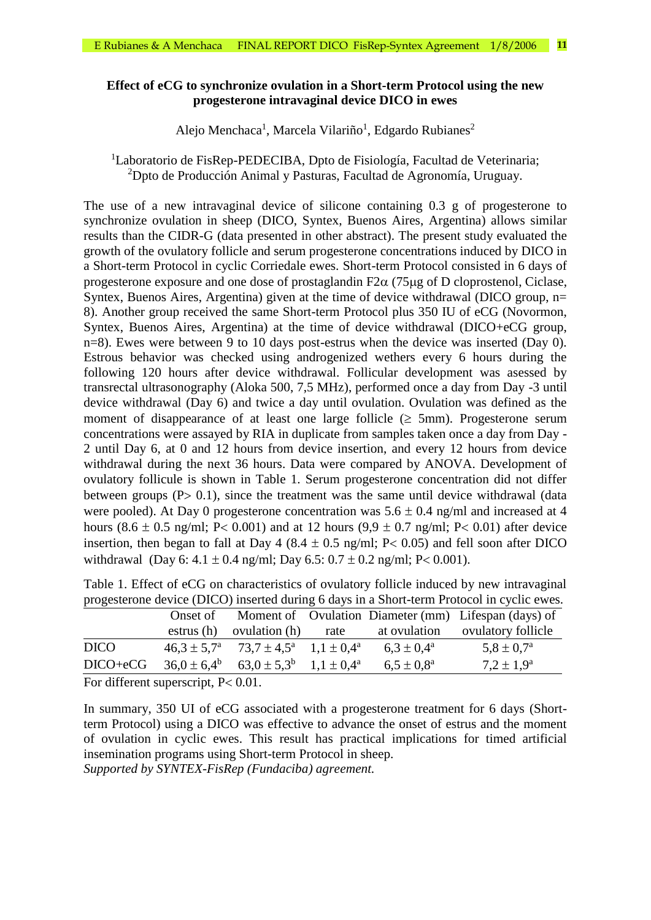**Effect of eCG to synchronize ovulation in a Short-term Protocol using the new progesterone intravaginal device DICO in ewes**

Alejo Menchaca[1], Marcela Vilariño[1], Edgardo Rubianes[2]

[1]Laboratorio de FisRep-PEDECIBA, Dpto de Fisiología, Facultad de Veterinaria;
[2]Dpto de Producción Animal y Pasturas, Facultad de Agronomía, Uruguay.

The use of a new intravaginal device of silicone containing 0.3 g of progesterone to synchronize ovulation in sheep (DICO, Syntex, Buenos Aires, Argentina) allows similar results than the CIDR-G (data presented in other abstract). The present study evaluated the growth of the ovulatory follicle and serum progesterone concentrations induced by DICO in a Short-term Protocol in cyclic Corriedale ewes. Short-term Protocol consisted in 6 days of progesterone exposure and one dose of prostaglandin F2α (75µg of D cloprostenol, Ciclase, Syntex, Buenos Aires, Argentina) given at the time of device withdrawal (DICO group, n= 8). Another group received the same Short-term Protocol plus 350 IU of eCG (Novormon, Syntex, Buenos Aires, Argentina) at the time of device withdrawal (DICO+eCG group, n=8). Ewes were between 9 to 10 days post-estrus when the device was inserted (Day 0). Estrous behavior was checked using androgenized wethers every 6 hours during the following 120 hours after device withdrawal. Follicular development was asessed by transrectal ultrasonography (Aloka 500, 7,5 MHz), performed once a day from Day -3 until device withdrawal (Day 6) and twice a day until ovulation. Ovulation was defined as the moment of disappearance of at least one large follicle (≥ 5mm). Progesterone serum concentrations were assayed by RIA in duplicate from samples taken once a day from Day -2 until Day 6, at 0 and 12 hours from device insertion, and every 12 hours from device withdrawal during the next 36 hours. Data were compared by ANOVA. Development of ovulatory follicule is shown in Table 1. Serum progesterone concentration did not differ between groups ($P > 0.1$), since the treatment was the same until device withdrawal (data were pooled). At Day 0 progesterone concentration was $5.6 \pm 0.4$ ng/ml and increased at 4 hours ($8.6 \pm 0.5$ ng/ml; $P < 0.001$) and at 12 hours ($9,9 \pm 0.7$ ng/ml; $P < 0.01$) after device insertion, then began to fall at Day 4 ($8.4 \pm 0.5$ ng/ml; $P < 0.05$) and fell soon after DICO withdrawal (Day 6: $4.1 \pm 0.4$ ng/ml; Day 6.5: $0.7 \pm 0.2$ ng/ml; $P < 0.001$).

Table 1. Effect of eCG on characteristics of ovulatory follicle induced by new intravaginal progesterone device (DICO) inserted during 6 days in a Short-term Protocol in cyclic ewes.

| | Onset of estrus (h) | Moment of ovulation (h) | Ovulation rate | Diameter (mm) at ovulation | Lifespan (days) of ovulatory follicle |
|---|---|---|---|---|---|
| DICO | $46,3 \pm 5,7^a$ | $73,7 \pm 4,5^a$ | $1,1 \pm 0,4^a$ | $6,3 \pm 0,4^a$ | $5,8 \pm 0,7^a$ |
| DICO+eCG | $36,0 \pm 6,4^b$ | $63,0 \pm 5,3^b$ | $1,1 \pm 0,4^a$ | $6,5 \pm 0,8^a$ | $7,2 \pm 1,9^a$ |

For different superscript, $P < 0.01$.

In summary, 350 UI of eCG associated with a progesterone treatment for 6 days (Short-term Protocol) using a DICO was effective to advance the onset of estrus and the moment of ovulation in cyclic ewes. This result has practical implications for timed artificial insemination programs using Short-term Protocol in sheep.
*Supported by SYNTEX-FisRep (Fundaciba) agreement.*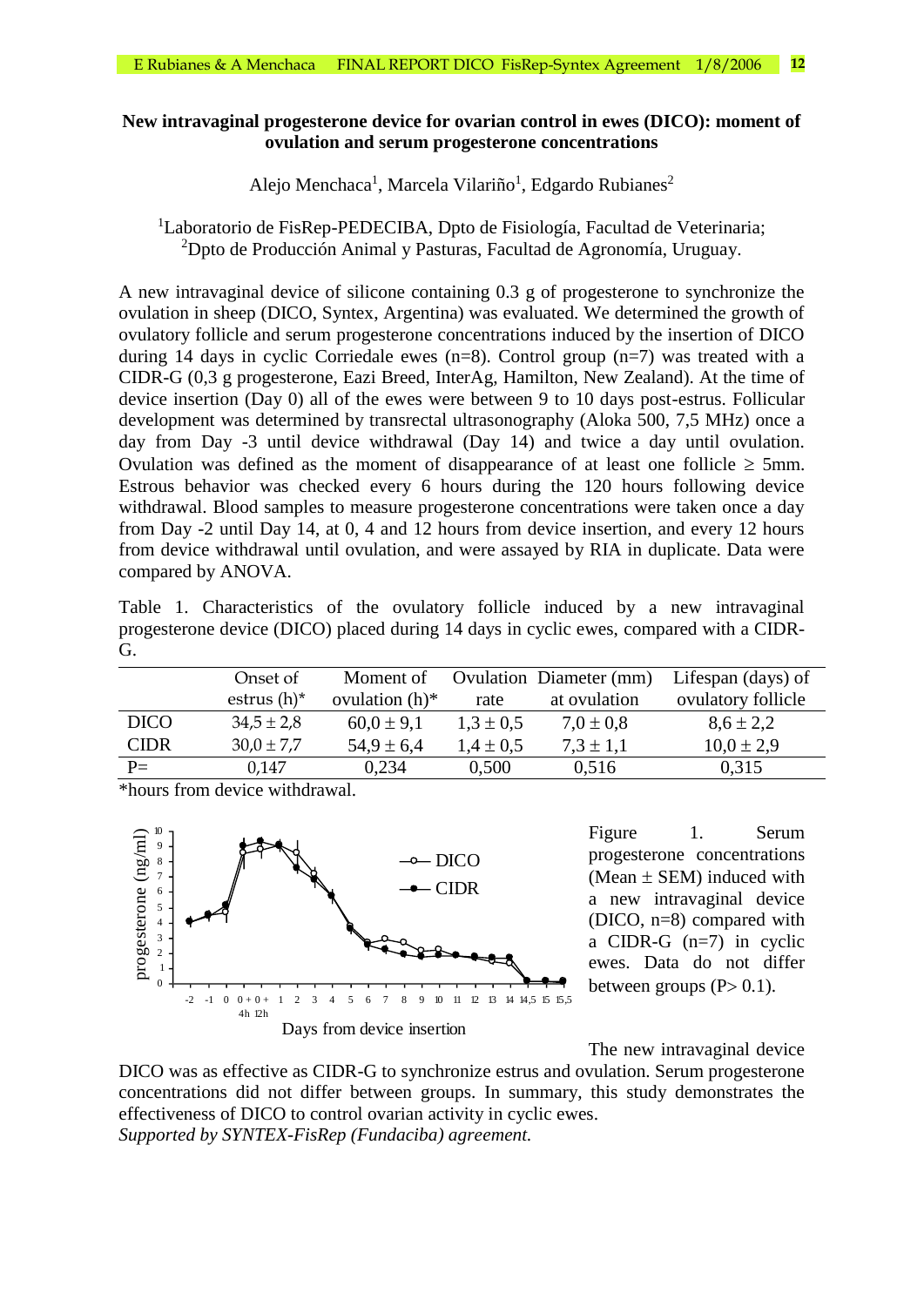**New intravaginal progesterone device for ovarian control in ewes (DICO): moment of ovulation and serum progesterone concentrations**

Alejo Menchaca[1], Marcela Vilariño[1], Edgardo Rubianes[2]

[1]Laboratorio de FisRep-PEDECIBA, Dpto de Fisiología, Facultad de Veterinaria;
[2]Dpto de Producción Animal y Pasturas, Facultad de Agronomía, Uruguay.

A new intravaginal device of silicone containing 0.3 g of progesterone to synchronize the ovulation in sheep (DICO, Syntex, Argentina) was evaluated. We determined the growth of ovulatory follicle and serum progesterone concentrations induced by the insertion of DICO during 14 days in cyclic Corriedale ewes (n=8). Control group (n=7) was treated with a CIDR-G (0,3 g progesterone, Eazi Breed, InterAg, Hamilton, New Zealand). At the time of device insertion (Day 0) all of the ewes were between 9 to 10 days post-estrus. Follicular development was determined by transrectal ultrasonography (Aloka 500, 7,5 MHz) once a day from Day -3 until device withdrawal (Day 14) and twice a day until ovulation. Ovulation was defined as the moment of disappearance of at least one follicle $\geq$ 5mm. Estrous behavior was checked every 6 hours during the 120 hours following device withdrawal. Blood samples to measure progesterone concentrations were taken once a day from Day -2 until Day 14, at 0, 4 and 12 hours from device insertion, and every 12 hours from device withdrawal until ovulation, and were assayed by RIA in duplicate. Data were compared by ANOVA.

Table 1. Characteristics of the ovulatory follicle induced by a new intravaginal progesterone device (DICO) placed during 14 days in cyclic ewes, compared with a CIDR-G.

| | Onset of estrus (h)* | Moment of ovulation (h)* | Ovulation rate | Diameter (mm) at ovulation | Lifespan (days) of ovulatory follicle |
|---|---|---|---|---|---|
| DICO | 34,5 ± 2,8 | 60,0 ± 9,1 | 1,3 ± 0,5 | 7,0 ± 0,8 | 8,6 ± 2,2 |
| CIDR | 30,0 ± 7,7 | 54,9 ± 6,4 | 1,4 ± 0,5 | 7,3 ± 1,1 | 10,0 ± 2,9 |
| P= | 0,147 | 0,234 | 0,500 | 0,516 | 0,315 |

*hours from device withdrawal.

progesterone (ng/ml)
10
9
8
7
6
5
4
3
2
1
0
DICO
CIDR
-2 -1 0 0 + 0 + 1 2 3 4 5 6 7 8 9 10 11 12 13 14 14,5 15 15,5
4h 12h
Days from device insertion

Figure 1. Serum progesterone concentrations (Mean ± SEM) induced with a new intravaginal device (DICO, n=8) compared with a CIDR-G (n=7) in cyclic ewes. Data do not differ between groups (P> 0.1).

The new intravaginal device DICO was as effective as CIDR-G to synchronize estrus and ovulation. Serum progesterone concentrations did not differ between groups. In summary, this study demonstrates the effectiveness of DICO to control ovarian activity in cyclic ewes.

*Supported by SYNTEX-FisRep (Fundaciba) agreement.*